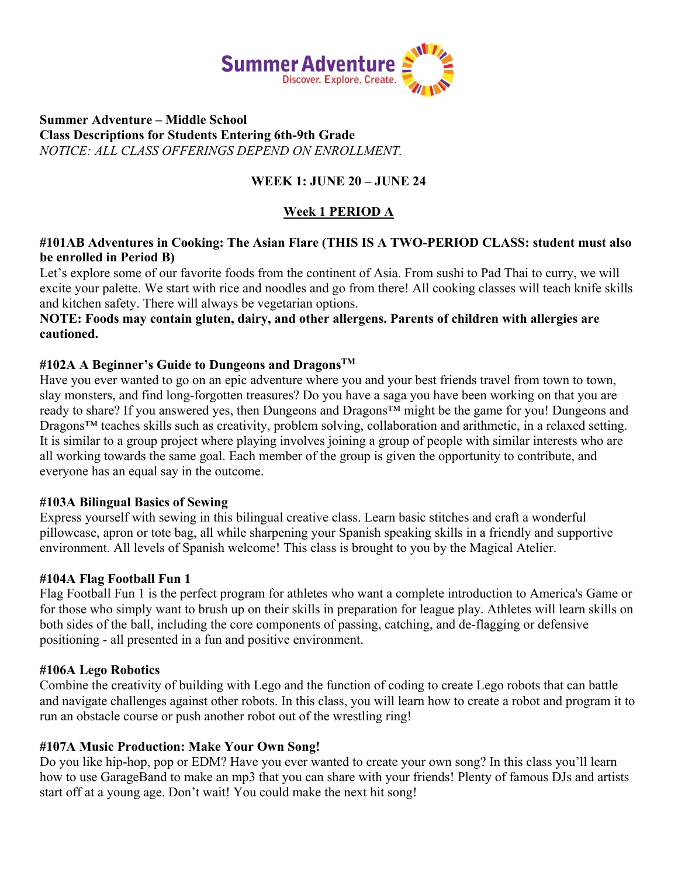Summer Adventure
Discover. Explore. Create.

**Summer Adventure – Middle School**
**Class Descriptions for Students Entering 6th-9th Grade**
*NOTICE: ALL CLASS OFFERINGS DEPEND ON ENROLLMENT.*

## WEEK 1: JUNE 20 – JUNE 24

### Week 1 PERIOD A

#### #101AB Adventures in Cooking: The Asian Flare (THIS IS A TWO-PERIOD CLASS: student must also be enrolled in Period B)

Let's explore some of our favorite foods from the continent of Asia. From sushi to Pad Thai to curry, we will excite your palette. We start with rice and noodles and go from there! All cooking classes will teach knife skills and kitchen safety. There will always be vegetarian options.

**NOTE: Foods may contain gluten, dairy, and other allergens. Parents of children with allergies are cautioned.**

#### #102A A Beginner's Guide to Dungeons and Dragons™

Have you ever wanted to go on an epic adventure where you and your best friends travel from town to town, slay monsters, and find long-forgotten treasures? Do you have a saga you have been working on that you are ready to share? If you answered yes, then Dungeons and Dragons™ might be the game for you! Dungeons and Dragons™ teaches skills such as creativity, problem solving, collaboration and arithmetic, in a relaxed setting. It is similar to a group project where playing involves joining a group of people with similar interests who are all working towards the same goal. Each member of the group is given the opportunity to contribute, and everyone has an equal say in the outcome.

#### #103A Bilingual Basics of Sewing

Express yourself with sewing in this bilingual creative class. Learn basic stitches and craft a wonderful pillowcase, apron or tote bag, all while sharpening your Spanish speaking skills in a friendly and supportive environment. All levels of Spanish welcome! This class is brought to you by the Magical Atelier.

#### #104A Flag Football Fun 1

Flag Football Fun 1 is the perfect program for athletes who want a complete introduction to America's Game or for those who simply want to brush up on their skills in preparation for league play. Athletes will learn skills on both sides of the ball, including the core components of passing, catching, and de-flagging or defensive positioning - all presented in a fun and positive environment.

#### #106A Lego Robotics

Combine the creativity of building with Lego and the function of coding to create Lego robots that can battle and navigate challenges against other robots. In this class, you will learn how to create a robot and program it to run an obstacle course or push another robot out of the wrestling ring!

#### #107A Music Production: Make Your Own Song!

Do you like hip-hop, pop or EDM? Have you ever wanted to create your own song? In this class you'll learn how to use GarageBand to make an mp3 that you can share with your friends! Plenty of famous DJs and artists start off at a young age. Don't wait! You could make the next hit song!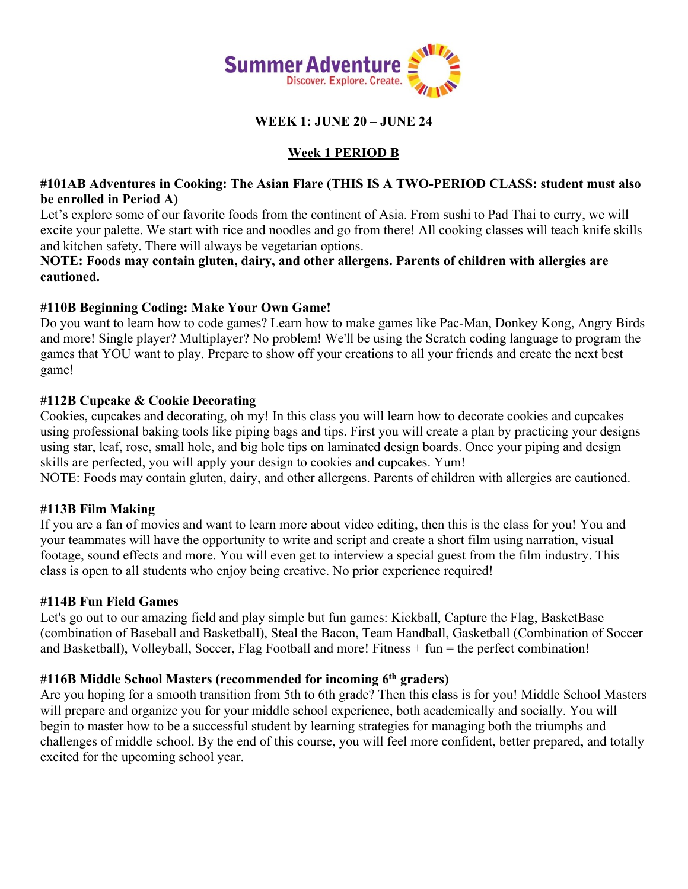Summer Adventure
Discover. Explore. Create.

## WEEK 1: JUNE 20 – JUNE 24

## Week 1 PERIOD B

### #101AB Adventures in Cooking: The Asian Flare (THIS IS A TWO-PERIOD CLASS: student must also be enrolled in Period A)

Let's explore some of our favorite foods from the continent of Asia. From sushi to Pad Thai to curry, we will excite your palette. We start with rice and noodles and go from there! All cooking classes will teach knife skills and kitchen safety. There will always be vegetarian options.

**NOTE: Foods may contain gluten, dairy, and other allergens. Parents of children with allergies are cautioned.**

### #110B Beginning Coding: Make Your Own Game!

Do you want to learn how to code games? Learn how to make games like Pac-Man, Donkey Kong, Angry Birds and more! Single player? Multiplayer? No problem! We'll be using the Scratch coding language to program the games that YOU want to play. Prepare to show off your creations to all your friends and create the next best game!

### #112B Cupcake & Cookie Decorating

Cookies, cupcakes and decorating, oh my! In this class you will learn how to decorate cookies and cupcakes using professional baking tools like piping bags and tips. First you will create a plan by practicing your designs using star, leaf, rose, small hole, and big hole tips on laminated design boards. Once your piping and design skills are perfected, you will apply your design to cookies and cupcakes. Yum!

NOTE: Foods may contain gluten, dairy, and other allergens. Parents of children with allergies are cautioned.

### #113B Film Making

If you are a fan of movies and want to learn more about video editing, then this is the class for you! You and your teammates will have the opportunity to write and script and create a short film using narration, visual footage, sound effects and more. You will even get to interview a special guest from the film industry. This class is open to all students who enjoy being creative. No prior experience required!

### #114B Fun Field Games

Let's go out to our amazing field and play simple but fun games: Kickball, Capture the Flag, BasketBase (combination of Baseball and Basketball), Steal the Bacon, Team Handball, Gasketball (Combination of Soccer and Basketball), Volleyball, Soccer, Flag Football and more! Fitness + fun = the perfect combination!

### #116B Middle School Masters (recommended for incoming 6th graders)

Are you hoping for a smooth transition from 5th to 6th grade? Then this class is for you! Middle School Masters will prepare and organize you for your middle school experience, both academically and socially. You will begin to master how to be a successful student by learning strategies for managing both the triumphs and challenges of middle school. By the end of this course, you will feel more confident, better prepared, and totally excited for the upcoming school year.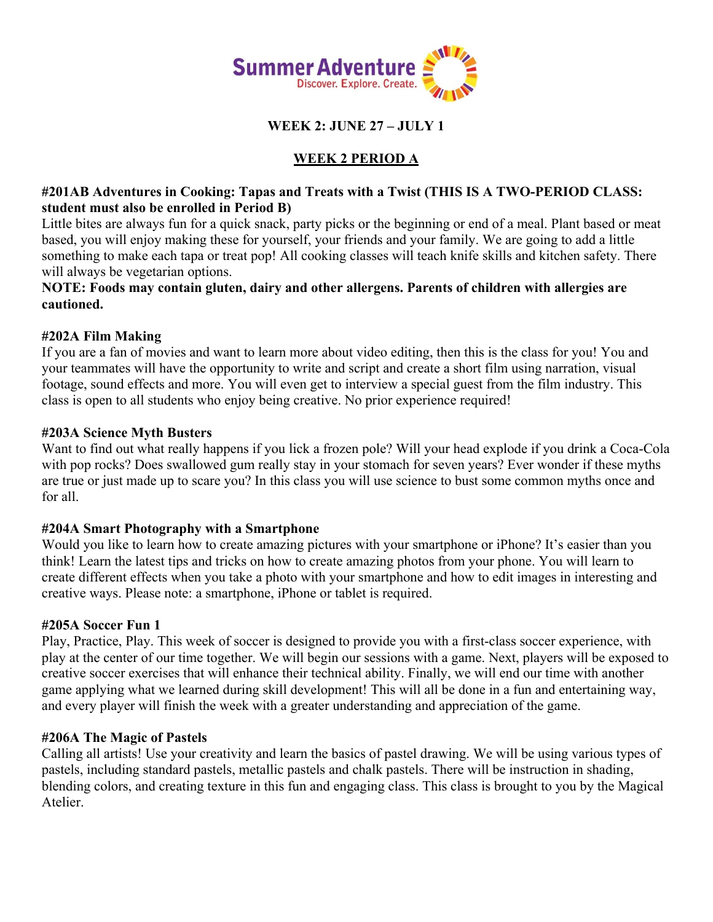Summer Adventure
Discover. Explore. Create.

**WEEK 2: JUNE 27 – JULY 1**

## WEEK 2 PERIOD A

**#201AB Adventures in Cooking: Tapas and Treats with a Twist (THIS IS A TWO-PERIOD CLASS: student must also be enrolled in Period B)**

Little bites are always fun for a quick snack, party picks or the beginning or end of a meal. Plant based or meat based, you will enjoy making these for yourself, your friends and your family. We are going to add a little something to make each tapa or treat pop! All cooking classes will teach knife skills and kitchen safety. There will always be vegetarian options.

**NOTE: Foods may contain gluten, dairy and other allergens. Parents of children with allergies are cautioned.**

**#202A Film Making**

If you are a fan of movies and want to learn more about video editing, then this is the class for you! You and your teammates will have the opportunity to write and script and create a short film using narration, visual footage, sound effects and more. You will even get to interview a special guest from the film industry. This class is open to all students who enjoy being creative. No prior experience required!

**#203A Science Myth Busters**

Want to find out what really happens if you lick a frozen pole? Will your head explode if you drink a Coca-Cola with pop rocks? Does swallowed gum really stay in your stomach for seven years? Ever wonder if these myths are true or just made up to scare you? In this class you will use science to bust some common myths once and for all.

**#204A Smart Photography with a Smartphone**

Would you like to learn how to create amazing pictures with your smartphone or iPhone? It's easier than you think! Learn the latest tips and tricks on how to create amazing photos from your phone. You will learn to create different effects when you take a photo with your smartphone and how to edit images in interesting and creative ways. Please note: a smartphone, iPhone or tablet is required.

**#205A Soccer Fun 1**

Play, Practice, Play. This week of soccer is designed to provide you with a first-class soccer experience, with play at the center of our time together. We will begin our sessions with a game. Next, players will be exposed to creative soccer exercises that will enhance their technical ability. Finally, we will end our time with another game applying what we learned during skill development! This will all be done in a fun and entertaining way, and every player will finish the week with a greater understanding and appreciation of the game.

**#206A The Magic of Pastels**

Calling all artists! Use your creativity and learn the basics of pastel drawing. We will be using various types of pastels, including standard pastels, metallic pastels and chalk pastels. There will be instruction in shading, blending colors, and creating texture in this fun and engaging class. This class is brought to you by the Magical Atelier.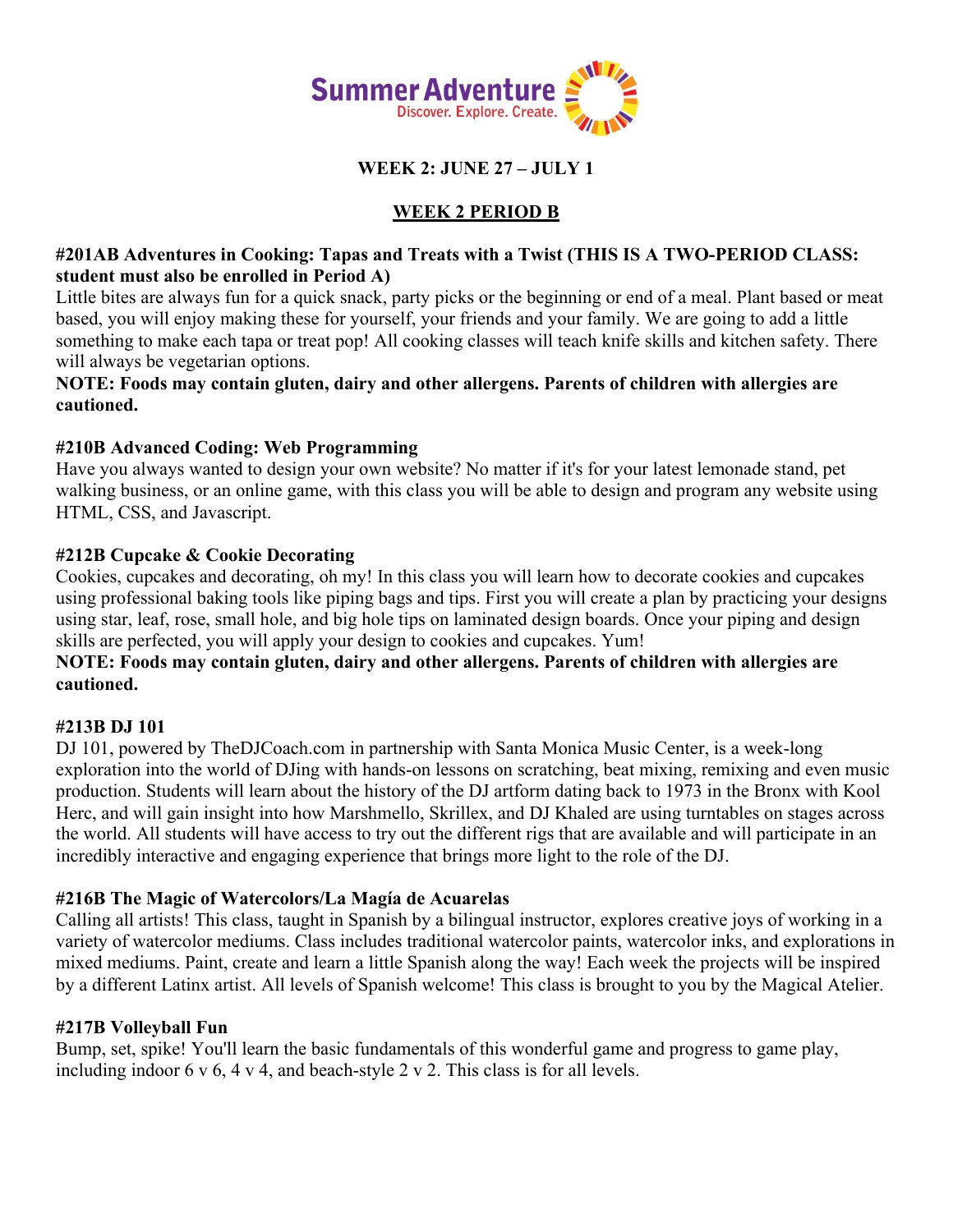Summer Adventure
Discover. Explore. Create.

## WEEK 2: JUNE 27 – JULY 1

## WEEK 2 PERIOD B

### #201AB Adventures in Cooking: Tapas and Treats with a Twist (THIS IS A TWO-PERIOD CLASS: student must also be enrolled in Period A)

Little bites are always fun for a quick snack, party picks or the beginning or end of a meal. Plant based or meat based, you will enjoy making these for yourself, your friends and your family. We are going to add a little something to make each tapa or treat pop! All cooking classes will teach knife skills and kitchen safety. There will always be vegetarian options.

**NOTE: Foods may contain gluten, dairy and other allergens. Parents of children with allergies are cautioned.**

### #210B Advanced Coding: Web Programming

Have you always wanted to design your own website? No matter if it's for your latest lemonade stand, pet walking business, or an online game, with this class you will be able to design and program any website using HTML, CSS, and Javascript.

### #212B Cupcake & Cookie Decorating

Cookies, cupcakes and decorating, oh my! In this class you will learn how to decorate cookies and cupcakes using professional baking tools like piping bags and tips. First you will create a plan by practicing your designs using star, leaf, rose, small hole, and big hole tips on laminated design boards. Once your piping and design skills are perfected, you will apply your design to cookies and cupcakes. Yum!

**NOTE: Foods may contain gluten, dairy and other allergens. Parents of children with allergies are cautioned.**

### #213B DJ 101

DJ 101, powered by TheDJCoach.com in partnership with Santa Monica Music Center, is a week-long exploration into the world of DJing with hands-on lessons on scratching, beat mixing, remixing and even music production. Students will learn about the history of the DJ artform dating back to 1973 in the Bronx with Kool Herc, and will gain insight into how Marshmello, Skrillex, and DJ Khaled are using turntables on stages across the world. All students will have access to try out the different rigs that are available and will participate in an incredibly interactive and engaging experience that brings more light to the role of the DJ.

### #216B The Magic of Watercolors/La Magía de Acuarelas

Calling all artists! This class, taught in Spanish by a bilingual instructor, explores creative joys of working in a variety of watercolor mediums. Class includes traditional watercolor paints, watercolor inks, and explorations in mixed mediums. Paint, create and learn a little Spanish along the way! Each week the projects will be inspired by a different Latinx artist. All levels of Spanish welcome! This class is brought to you by the Magical Atelier.

### #217B Volleyball Fun

Bump, set, spike! You'll learn the basic fundamentals of this wonderful game and progress to game play, including indoor 6 v 6, 4 v 4, and beach-style 2 v 2. This class is for all levels.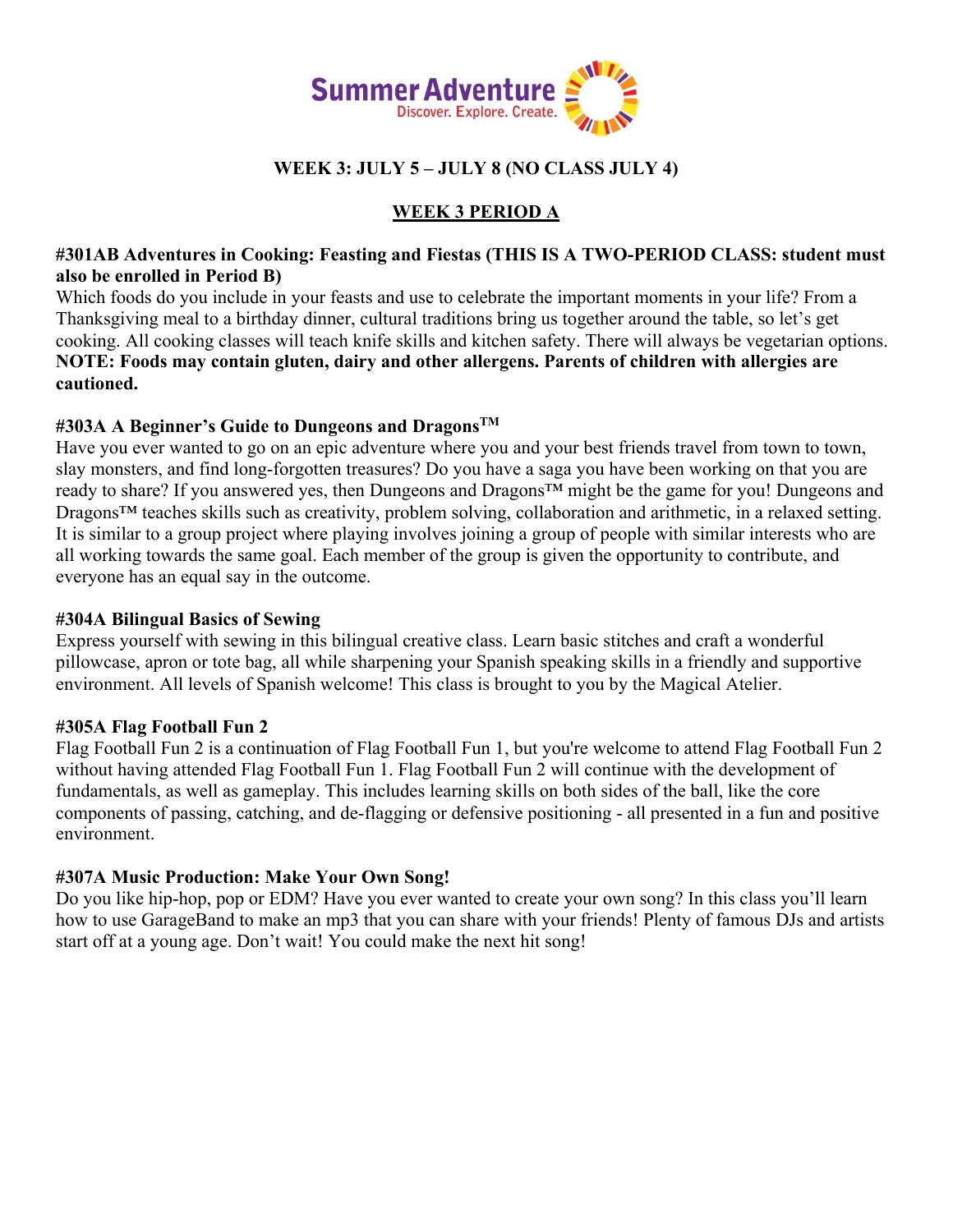**WEEK 3: JULY 5 – JULY 8 (NO CLASS JULY 4)**

## WEEK 3 PERIOD A

### #301AB Adventures in Cooking: Feasting and Fiestas (THIS IS A TWO-PERIOD CLASS: student must also be enrolled in Period B)

Which foods do you include in your feasts and use to celebrate the important moments in your life? From a Thanksgiving meal to a birthday dinner, cultural traditions bring us together around the table, so let's get cooking. All cooking classes will teach knife skills and kitchen safety. There will always be vegetarian options. **NOTE: Foods may contain gluten, dairy and other allergens. Parents of children with allergies are cautioned.**

### #303A A Beginner's Guide to Dungeons and Dragons™

Have you ever wanted to go on an epic adventure where you and your best friends travel from town to town, slay monsters, and find long-forgotten treasures? Do you have a saga you have been working on that you are ready to share? If you answered yes, then Dungeons and Dragons™ might be the game for you! Dungeons and Dragons™ teaches skills such as creativity, problem solving, collaboration and arithmetic, in a relaxed setting. It is similar to a group project where playing involves joining a group of people with similar interests who are all working towards the same goal. Each member of the group is given the opportunity to contribute, and everyone has an equal say in the outcome.

### #304A Bilingual Basics of Sewing

Express yourself with sewing in this bilingual creative class. Learn basic stitches and craft a wonderful pillowcase, apron or tote bag, all while sharpening your Spanish speaking skills in a friendly and supportive environment. All levels of Spanish welcome! This class is brought to you by the Magical Atelier.

### #305A Flag Football Fun 2

Flag Football Fun 2 is a continuation of Flag Football Fun 1, but you're welcome to attend Flag Football Fun 2 without having attended Flag Football Fun 1. Flag Football Fun 2 will continue with the development of fundamentals, as well as gameplay. This includes learning skills on both sides of the ball, like the core components of passing, catching, and de-flagging or defensive positioning - all presented in a fun and positive environment.

### #307A Music Production: Make Your Own Song!

Do you like hip-hop, pop or EDM? Have you ever wanted to create your own song? In this class you'll learn how to use GarageBand to make an mp3 that you can share with your friends! Plenty of famous DJs and artists start off at a young age. Don't wait! You could make the next hit song!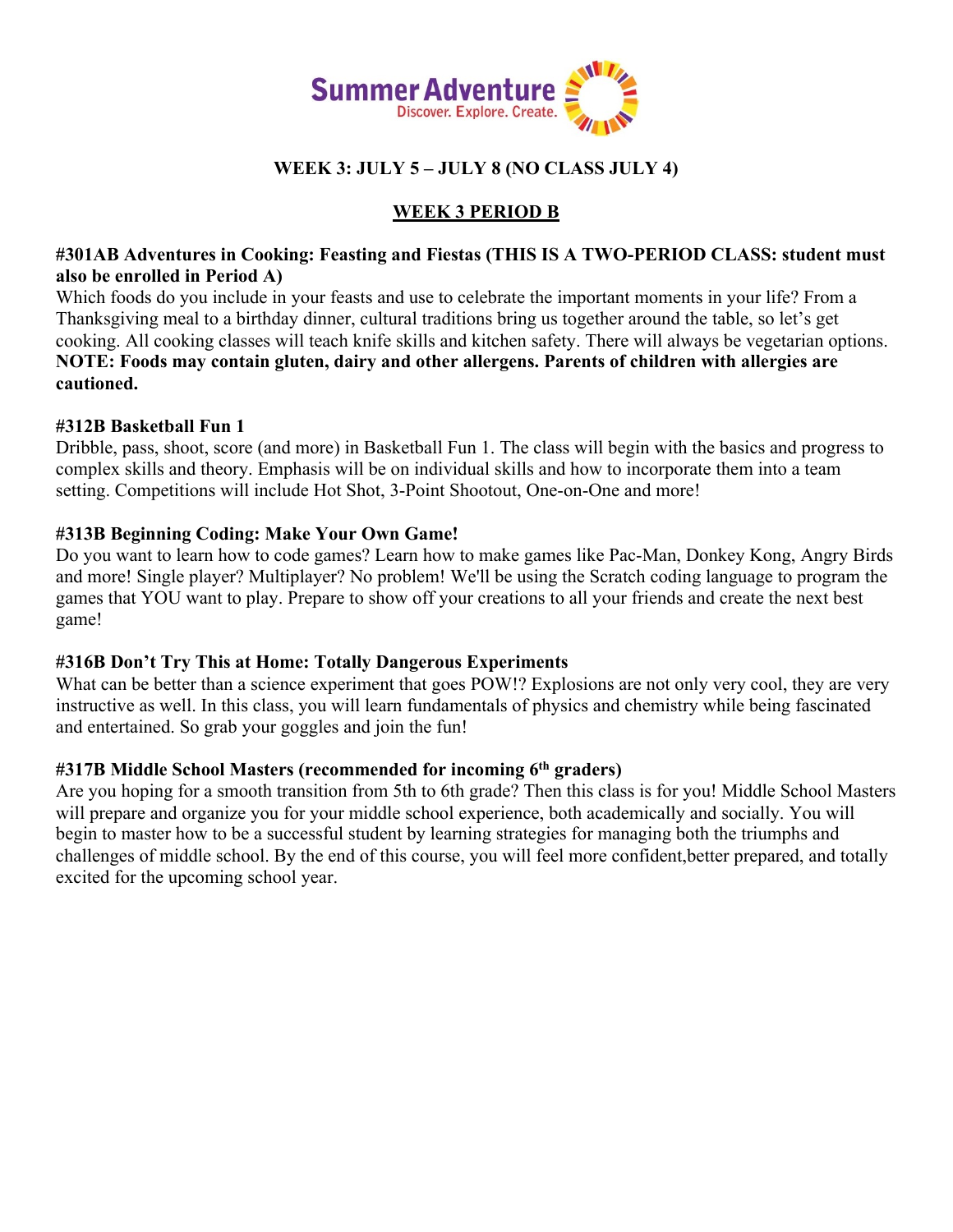Summer Adventure
Discover. Explore. Create.

## WEEK 3: JULY 5 – JULY 8 (NO CLASS JULY 4)

## WEEK 3 PERIOD B

**#301AB Adventures in Cooking: Feasting and Fiestas (THIS IS A TWO-PERIOD CLASS: student must also be enrolled in Period A)**
Which foods do you include in your feasts and use to celebrate the important moments in your life? From a Thanksgiving meal to a birthday dinner, cultural traditions bring us together around the table, so let's get cooking. All cooking classes will teach knife skills and kitchen safety. There will always be vegetarian options. **NOTE: Foods may contain gluten, dairy and other allergens. Parents of children with allergies are cautioned.**

**#312B Basketball Fun 1**
Dribble, pass, shoot, score (and more) in Basketball Fun 1. The class will begin with the basics and progress to complex skills and theory. Emphasis will be on individual skills and how to incorporate them into a team setting. Competitions will include Hot Shot, 3-Point Shootout, One-on-One and more!

**#313B Beginning Coding: Make Your Own Game!**
Do you want to learn how to code games? Learn how to make games like Pac-Man, Donkey Kong, Angry Birds and more! Single player? Multiplayer? No problem! We'll be using the Scratch coding language to program the games that YOU want to play. Prepare to show off your creations to all your friends and create the next best game!

**#316B Don't Try This at Home: Totally Dangerous Experiments**
What can be better than a science experiment that goes POW!? Explosions are not only very cool, they are very instructive as well. In this class, you will learn fundamentals of physics and chemistry while being fascinated and entertained. So grab your goggles and join the fun!

**#317B Middle School Masters (recommended for incoming 6th graders)**
Are you hoping for a smooth transition from 5th to 6th grade? Then this class is for you! Middle School Masters will prepare and organize you for your middle school experience, both academically and socially. You will begin to master how to be a successful student by learning strategies for managing both the triumphs and challenges of middle school. By the end of this course, you will feel more confident,better prepared, and totally excited for the upcoming school year.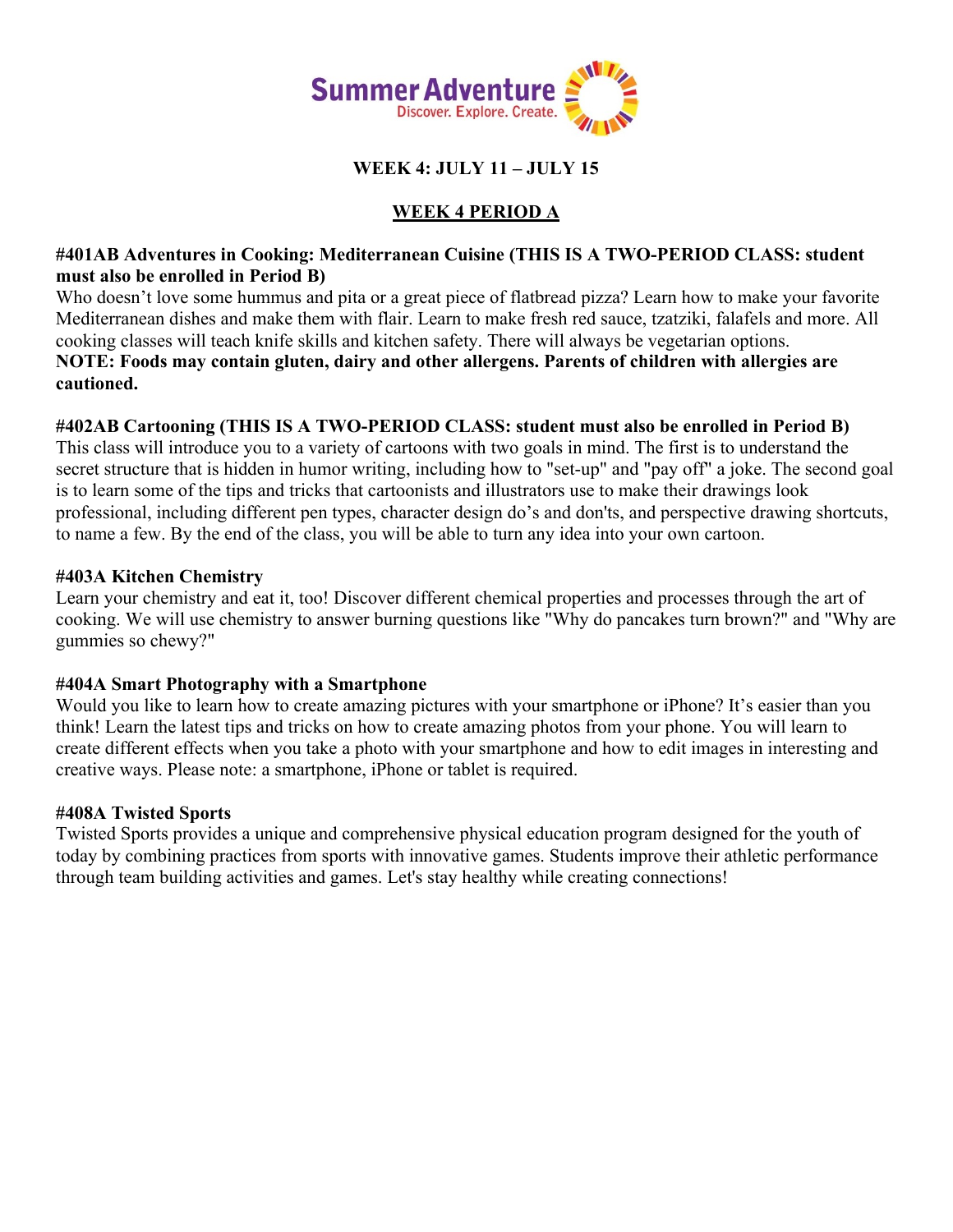Summer Adventure
Discover. Explore. Create.

## WEEK 4: JULY 11 – JULY 15

## WEEK 4 PERIOD A

### #401AB Adventures in Cooking: Mediterranean Cuisine (THIS IS A TWO-PERIOD CLASS: student must also be enrolled in Period B)

Who doesn't love some hummus and pita or a great piece of flatbread pizza? Learn how to make your favorite Mediterranean dishes and make them with flair. Learn to make fresh red sauce, tzatziki, falafels and more. All cooking classes will teach knife skills and kitchen safety. There will always be vegetarian options.
**NOTE: Foods may contain gluten, dairy and other allergens. Parents of children with allergies are cautioned.**

### #402AB Cartooning (THIS IS A TWO-PERIOD CLASS: student must also be enrolled in Period B)

This class will introduce you to a variety of cartoons with two goals in mind. The first is to understand the secret structure that is hidden in humor writing, including how to "set-up" and "pay off" a joke. The second goal is to learn some of the tips and tricks that cartoonists and illustrators use to make their drawings look professional, including different pen types, character design do's and don'ts, and perspective drawing shortcuts, to name a few. By the end of the class, you will be able to turn any idea into your own cartoon.

### #403A Kitchen Chemistry

Learn your chemistry and eat it, too! Discover different chemical properties and processes through the art of cooking. We will use chemistry to answer burning questions like "Why do pancakes turn brown?" and "Why are gummies so chewy?"

### #404A Smart Photography with a Smartphone

Would you like to learn how to create amazing pictures with your smartphone or iPhone? It's easier than you think! Learn the latest tips and tricks on how to create amazing photos from your phone. You will learn to create different effects when you take a photo with your smartphone and how to edit images in interesting and creative ways. Please note: a smartphone, iPhone or tablet is required.

### #408A Twisted Sports

Twisted Sports provides a unique and comprehensive physical education program designed for the youth of today by combining practices from sports with innovative games. Students improve their athletic performance through team building activities and games. Let's stay healthy while creating connections!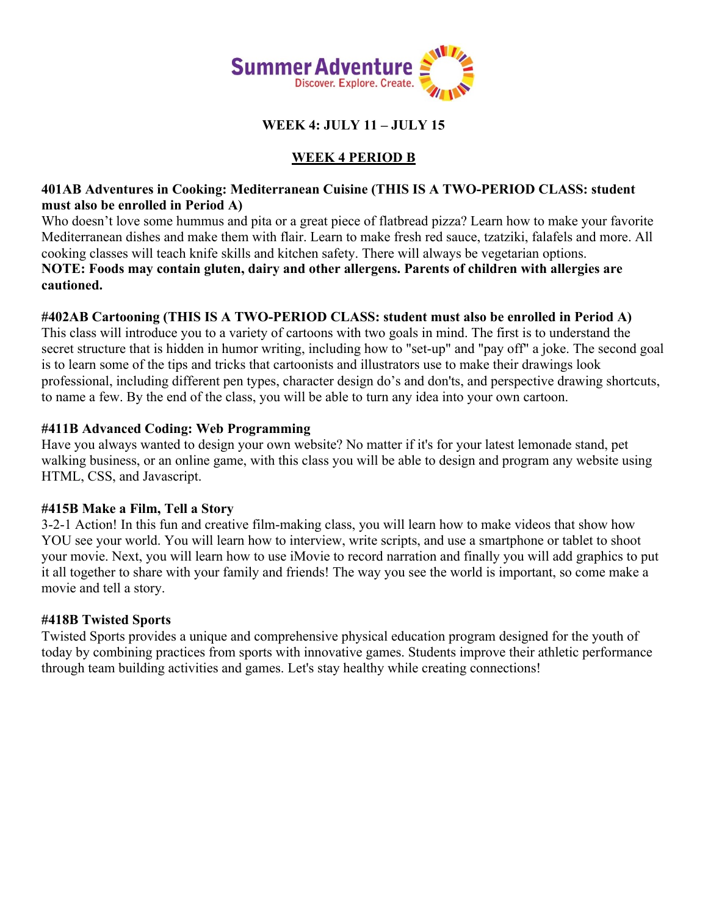Summer Adventure
Discover. Explore. Create.

## WEEK 4: JULY 11 – JULY 15

## WEEK 4 PERIOD B

**401AB Adventures in Cooking: Mediterranean Cuisine (THIS IS A TWO-PERIOD CLASS: student must also be enrolled in Period A)**
Who doesn't love some hummus and pita or a great piece of flatbread pizza? Learn how to make your favorite Mediterranean dishes and make them with flair. Learn to make fresh red sauce, tzatziki, falafels and more. All cooking classes will teach knife skills and kitchen safety. There will always be vegetarian options.
**NOTE: Foods may contain gluten, dairy and other allergens. Parents of children with allergies are cautioned.**

**#402AB Cartooning (THIS IS A TWO-PERIOD CLASS: student must also be enrolled in Period A)**
This class will introduce you to a variety of cartoons with two goals in mind. The first is to understand the secret structure that is hidden in humor writing, including how to "set-up" and "pay off" a joke. The second goal is to learn some of the tips and tricks that cartoonists and illustrators use to make their drawings look professional, including different pen types, character design do's and don'ts, and perspective drawing shortcuts, to name a few. By the end of the class, you will be able to turn any idea into your own cartoon.

**#411B Advanced Coding: Web Programming**
Have you always wanted to design your own website? No matter if it's for your latest lemonade stand, pet walking business, or an online game, with this class you will be able to design and program any website using HTML, CSS, and Javascript.

**#415B Make a Film, Tell a Story**
3-2-1 Action! In this fun and creative film-making class, you will learn how to make videos that show how YOU see your world. You will learn how to interview, write scripts, and use a smartphone or tablet to shoot your movie. Next, you will learn how to use iMovie to record narration and finally you will add graphics to put it all together to share with your family and friends! The way you see the world is important, so come make a movie and tell a story.

**#418B Twisted Sports**
Twisted Sports provides a unique and comprehensive physical education program designed for the youth of today by combining practices from sports with innovative games. Students improve their athletic performance through team building activities and games. Let's stay healthy while creating connections!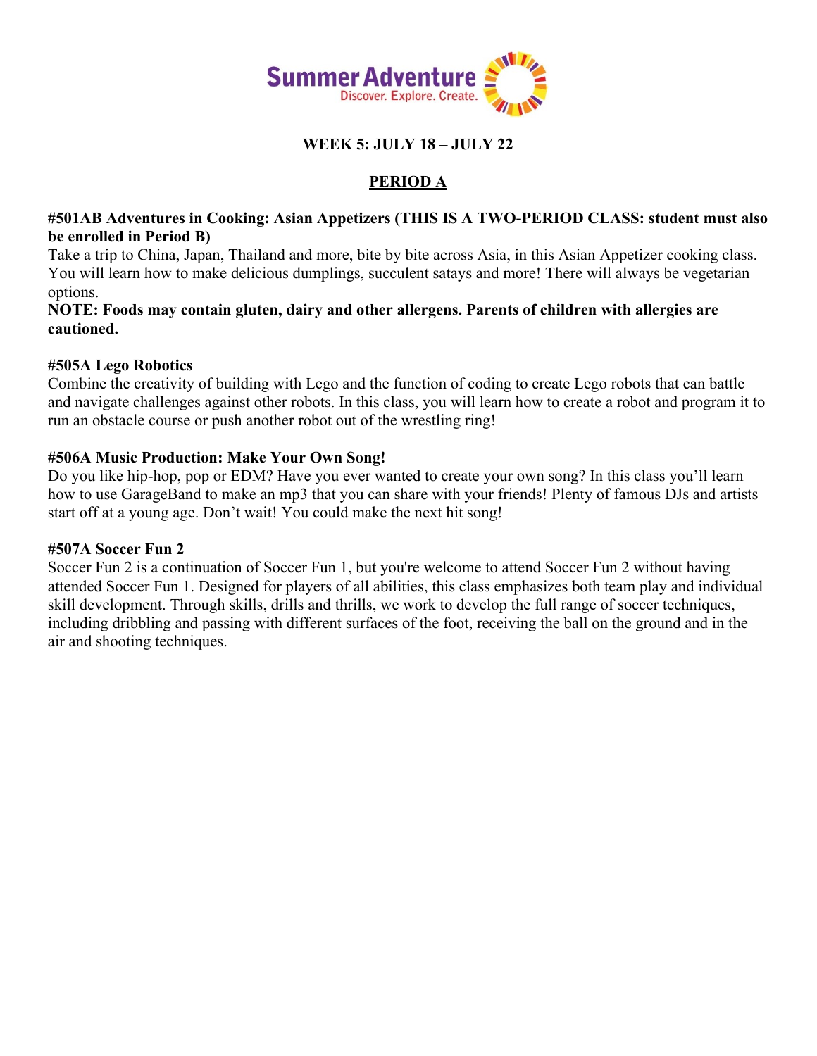Summer Adventure
Discover. Explore. Create.

## WEEK 5: JULY 18 – JULY 22

## PERIOD A

**#501AB Adventures in Cooking: Asian Appetizers (THIS IS A TWO-PERIOD CLASS: student must also be enrolled in Period B)**
Take a trip to China, Japan, Thailand and more, bite by bite across Asia, in this Asian Appetizer cooking class. You will learn how to make delicious dumplings, succulent satays and more! There will always be vegetarian options.
**NOTE: Foods may contain gluten, dairy and other allergens. Parents of children with allergies are cautioned.**

**#505A Lego Robotics**
Combine the creativity of building with Lego and the function of coding to create Lego robots that can battle and navigate challenges against other robots. In this class, you will learn how to create a robot and program it to run an obstacle course or push another robot out of the wrestling ring!

**#506A Music Production: Make Your Own Song!**
Do you like hip-hop, pop or EDM? Have you ever wanted to create your own song? In this class you'll learn how to use GarageBand to make an mp3 that you can share with your friends! Plenty of famous DJs and artists start off at a young age. Don't wait! You could make the next hit song!

**#507A Soccer Fun 2**
Soccer Fun 2 is a continuation of Soccer Fun 1, but you're welcome to attend Soccer Fun 2 without having attended Soccer Fun 1. Designed for players of all abilities, this class emphasizes both team play and individual skill development. Through skills, drills and thrills, we work to develop the full range of soccer techniques, including dribbling and passing with different surfaces of the foot, receiving the ball on the ground and in the air and shooting techniques.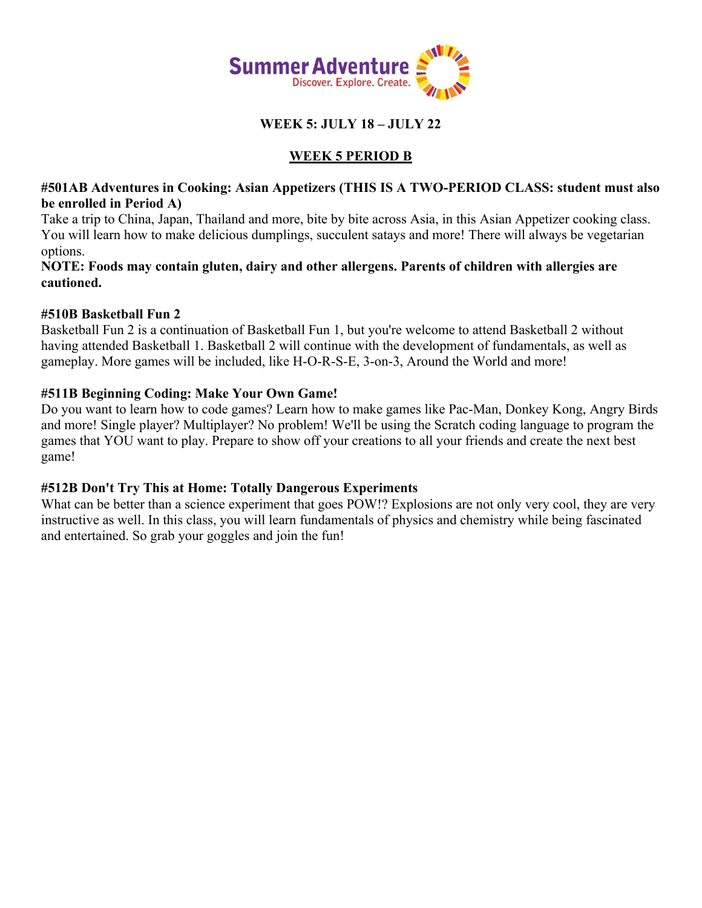Summer Adventure
Discover. Explore. Create.

**WEEK 5: JULY 18 – JULY 22**

## WEEK 5 PERIOD B

**#501AB Adventures in Cooking: Asian Appetizers (THIS IS A TWO-PERIOD CLASS: student must also be enrolled in Period A)**
Take a trip to China, Japan, Thailand and more, bite by bite across Asia, in this Asian Appetizer cooking class. You will learn how to make delicious dumplings, succulent satays and more! There will always be vegetarian options.
**NOTE: Foods may contain gluten, dairy and other allergens. Parents of children with allergies are cautioned.**

**#510B Basketball Fun 2**
Basketball Fun 2 is a continuation of Basketball Fun 1, but you're welcome to attend Basketball 2 without having attended Basketball 1. Basketball 2 will continue with the development of fundamentals, as well as gameplay. More games will be included, like H-O-R-S-E, 3-on-3, Around the World and more!

**#511B Beginning Coding: Make Your Own Game!**
Do you want to learn how to code games? Learn how to make games like Pac-Man, Donkey Kong, Angry Birds and more! Single player? Multiplayer? No problem! We'll be using the Scratch coding language to program the games that YOU want to play. Prepare to show off your creations to all your friends and create the next best game!

**#512B Don't Try This at Home: Totally Dangerous Experiments**
What can be better than a science experiment that goes POW!? Explosions are not only very cool, they are very instructive as well. In this class, you will learn fundamentals of physics and chemistry while being fascinated and entertained. So grab your goggles and join the fun!